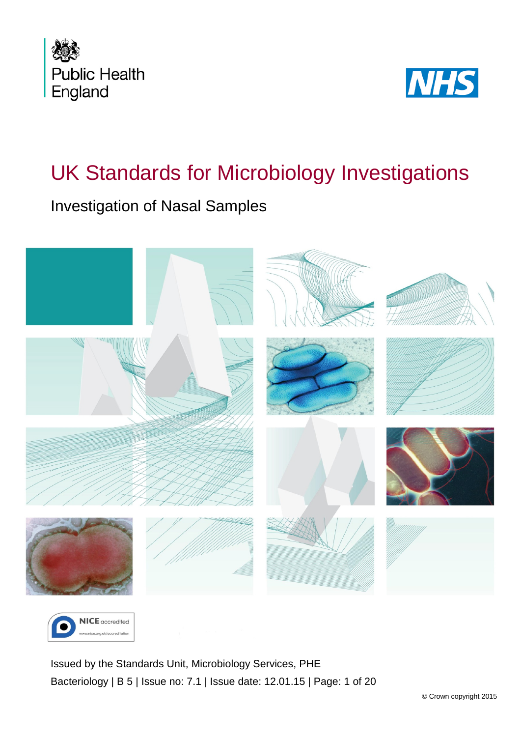Public Health England

NHS

# UK Standards for Microbiology Investigations

## Investigation of Nasal Samples

NICE accredited
www.nice.org.uk/accreditation

Issued by the Standards Unit, Microbiology Services, PHE

Bacteriology | B 5 | Issue no: 7.1 | Issue date: 12.01.15 | Page: 1 of 20

© Crown copyright 2015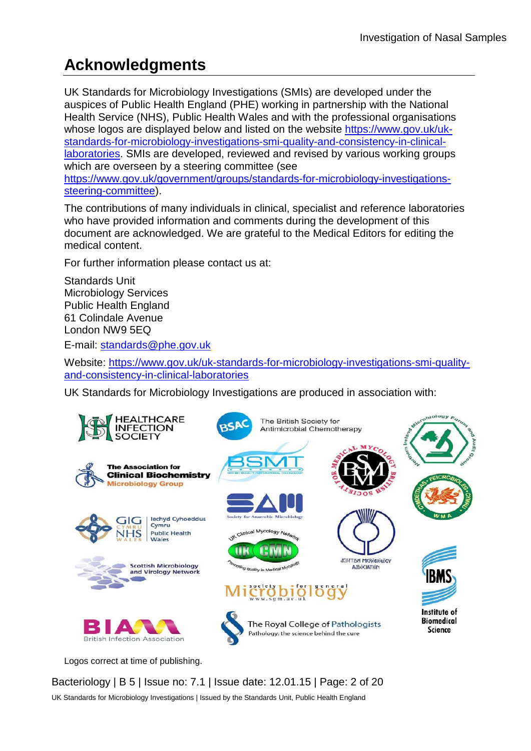# Acknowledgments

UK Standards for Microbiology Investigations (SMIs) are developed under the auspices of Public Health England (PHE) working in partnership with the National Health Service (NHS), Public Health Wales and with the professional organisations whose logos are displayed below and listed on the website https://www.gov.uk/uk-standards-for-microbiology-investigations-smi-quality-and-consistency-in-clinical-laboratories. SMIs are developed, reviewed and revised by various working groups which are overseen by a steering committee (see https://www.gov.uk/government/groups/standards-for-microbiology-investigations-steering-committee).

The contributions of many individuals in clinical, specialist and reference laboratories who have provided information and comments during the development of this document are acknowledged. We are grateful to the Medical Editors for editing the medical content.

For further information please contact us at:

Standards Unit  
Microbiology Services  
Public Health England  
61 Colindale Avenue  
London NW9 5EQ

E-mail: standards@phe.gov.uk

Website: https://www.gov.uk/uk-standards-for-microbiology-investigations-smi-quality-and-consistency-in-clinical-laboratories

UK Standards for Microbiology Investigations are produced in association with:

Logos correct at time of publishing.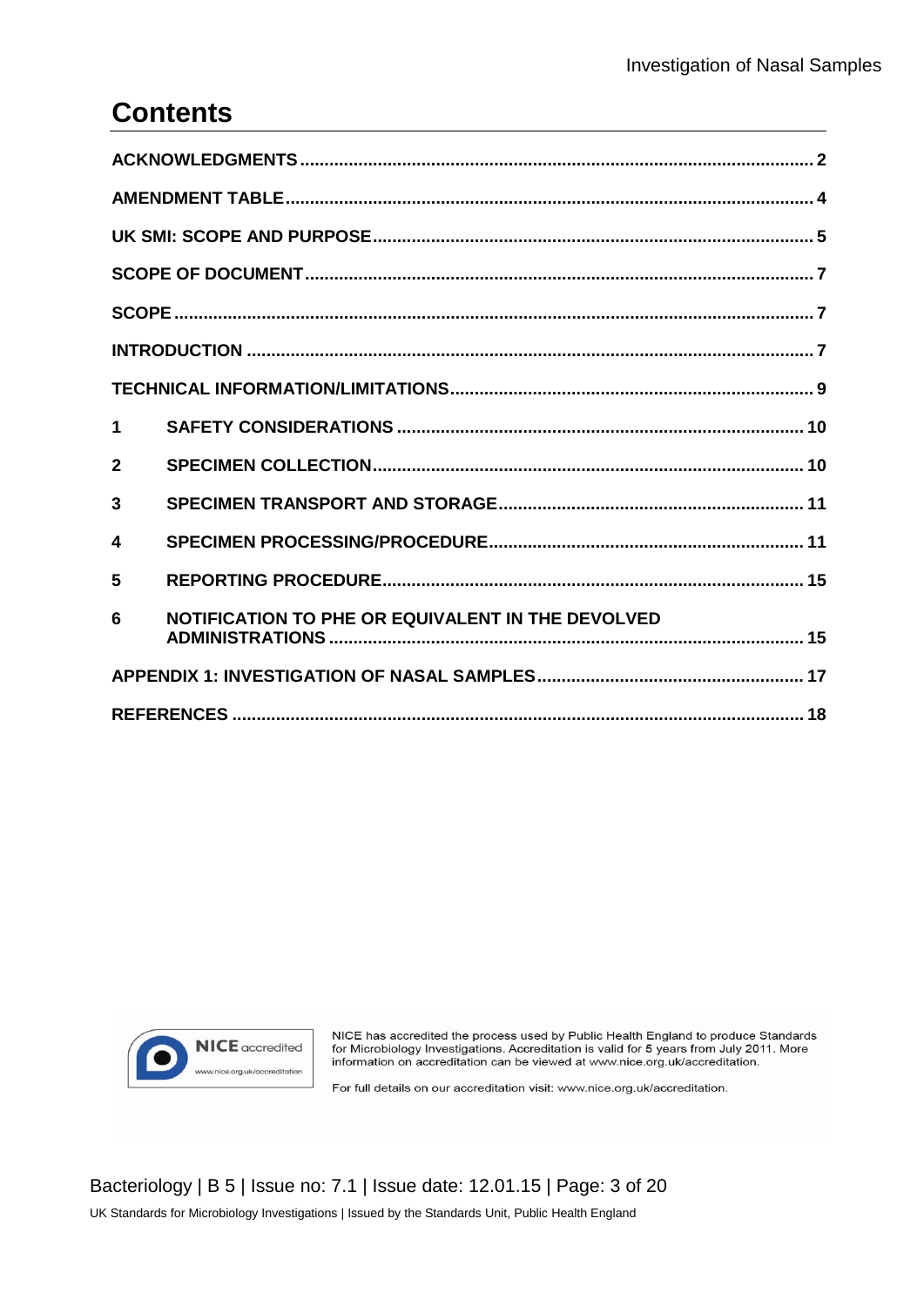# Contents

ACKNOWLEDGMENTS ............................................................ 2

AMENDMENT TABLE ............................................................ 4

UK SMI: SCOPE AND PURPOSE ............................................................ 5

SCOPE OF DOCUMENT ............................................................ 7

SCOPE ............................................................ 7

INTRODUCTION ............................................................ 7

TECHNICAL INFORMATION/LIMITATIONS ............................................................ 9

1 SAFETY CONSIDERATIONS ............................................................ 10

2 SPECIMEN COLLECTION ............................................................ 10

3 SPECIMEN TRANSPORT AND STORAGE ............................................................ 11

4 SPECIMEN PROCESSING/PROCEDURE ............................................................ 11

5 REPORTING PROCEDURE ............................................................ 15

6 NOTIFICATION TO PHE OR EQUIVALENT IN THE DEVOLVED ADMINISTRATIONS ............................................................ 15

APPENDIX 1: INVESTIGATION OF NASAL SAMPLES ............................................................ 17

REFERENCES ............................................................ 18

NICE accredited
www.nice.org.uk/accreditation

NICE has accredited the process used by Public Health England to produce Standards for Microbiology Investigations. Accreditation is valid for 5 years from July 2011. More information on accreditation can be viewed at www.nice.org.uk/accreditation.

For full details on our accreditation visit: www.nice.org.uk/accreditation.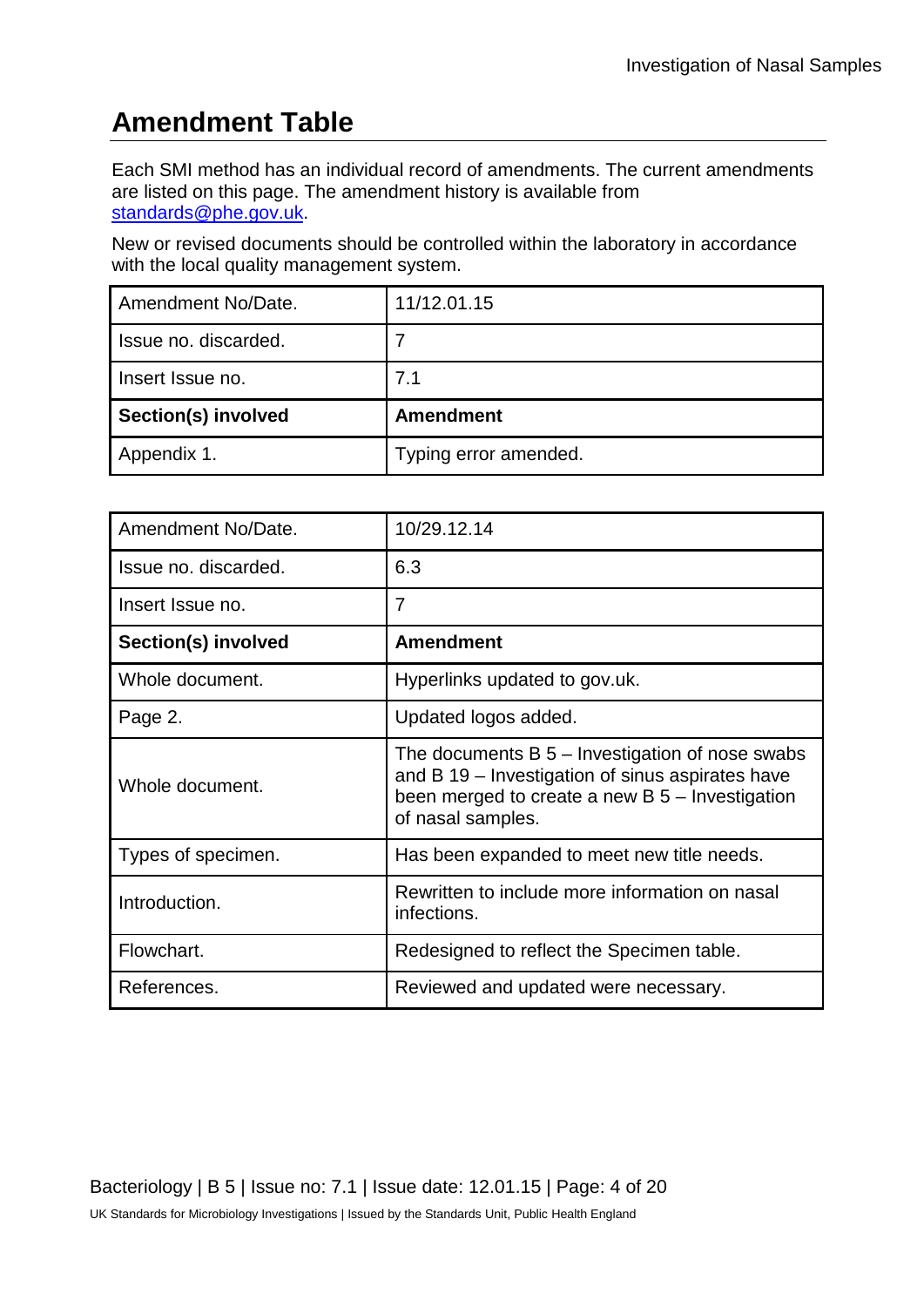# Amendment Table

Each SMI method has an individual record of amendments. The current amendments are listed on this page. The amendment history is available from standards@phe.gov.uk.

New or revised documents should be controlled within the laboratory in accordance with the local quality management system.

| Amendment No/Date. | 11/12.01.15 |
|---|---|
| Issue no. discarded. | 7 |
| Insert Issue no. | 7.1 |
| **Section(s) involved** | **Amendment** |
| Appendix 1. | Typing error amended. |

| Amendment No/Date. | 10/29.12.14 |
|---|---|
| Issue no. discarded. | 6.3 |
| Insert Issue no. | 7 |
| **Section(s) involved** | **Amendment** |
| Whole document. | Hyperlinks updated to gov.uk. |
| Page 2. | Updated logos added. |
| Whole document. | The documents B 5 – Investigation of nose swabs and B 19 – Investigation of sinus aspirates have been merged to create a new B 5 – Investigation of nasal samples. |
| Types of specimen. | Has been expanded to meet new title needs. |
| Introduction. | Rewritten to include more information on nasal infections. |
| Flowchart. | Redesigned to reflect the Specimen table. |
| References. | Reviewed and updated were necessary. |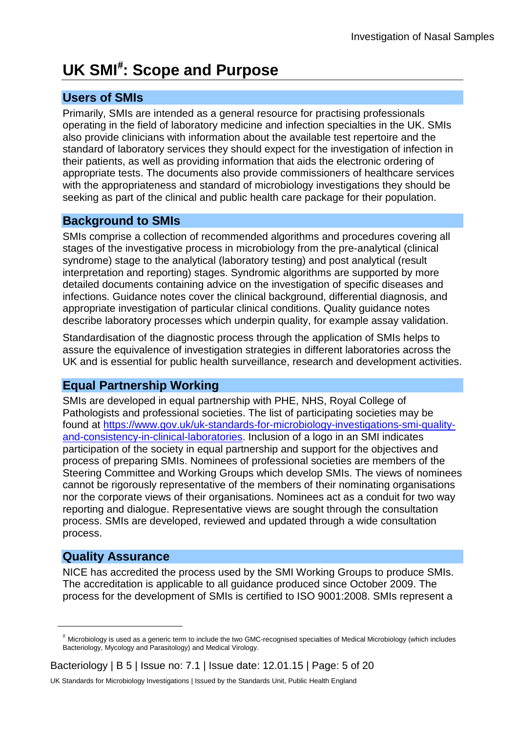# UK SMI[#]: Scope and Purpose

## Users of SMIs

Primarily, SMIs are intended as a general resource for practising professionals operating in the field of laboratory medicine and infection specialties in the UK. SMIs also provide clinicians with information about the available test repertoire and the standard of laboratory services they should expect for the investigation of infection in their patients, as well as providing information that aids the electronic ordering of appropriate tests. The documents also provide commissioners of healthcare services with the appropriateness and standard of microbiology investigations they should be seeking as part of the clinical and public health care package for their population.

## Background to SMIs

SMIs comprise a collection of recommended algorithms and procedures covering all stages of the investigative process in microbiology from the pre-analytical (clinical syndrome) stage to the analytical (laboratory testing) and post analytical (result interpretation and reporting) stages. Syndromic algorithms are supported by more detailed documents containing advice on the investigation of specific diseases and infections. Guidance notes cover the clinical background, differential diagnosis, and appropriate investigation of particular clinical conditions. Quality guidance notes describe laboratory processes which underpin quality, for example assay validation.

Standardisation of the diagnostic process through the application of SMIs helps to assure the equivalence of investigation strategies in different laboratories across the UK and is essential for public health surveillance, research and development activities.

## Equal Partnership Working

SMIs are developed in equal partnership with PHE, NHS, Royal College of Pathologists and professional societies. The list of participating societies may be found at [https://www.gov.uk/uk-standards-for-microbiology-investigations-smi-quality-and-consistency-in-clinical-laboratories](https://www.gov.uk/uk-standards-for-microbiology-investigations-smi-quality-and-consistency-in-clinical-laboratories). Inclusion of a logo in an SMI indicates participation of the society in equal partnership and support for the objectives and process of preparing SMIs. Nominees of professional societies are members of the Steering Committee and Working Groups which develop SMIs. The views of nominees cannot be rigorously representative of the members of their nominating organisations nor the corporate views of their organisations. Nominees act as a conduit for two way reporting and dialogue. Representative views are sought through the consultation process. SMIs are developed, reviewed and updated through a wide consultation process.

## Quality Assurance

NICE has accredited the process used by the SMI Working Groups to produce SMIs. The accreditation is applicable to all guidance produced since October 2009. The process for the development of SMIs is certified to ISO 9001:2008. SMIs represent a

---

[#] Microbiology is used as a generic term to include the two GMC-recognised specialties of Medical Microbiology (which includes Bacteriology, Mycology and Parasitology) and Medical Virology.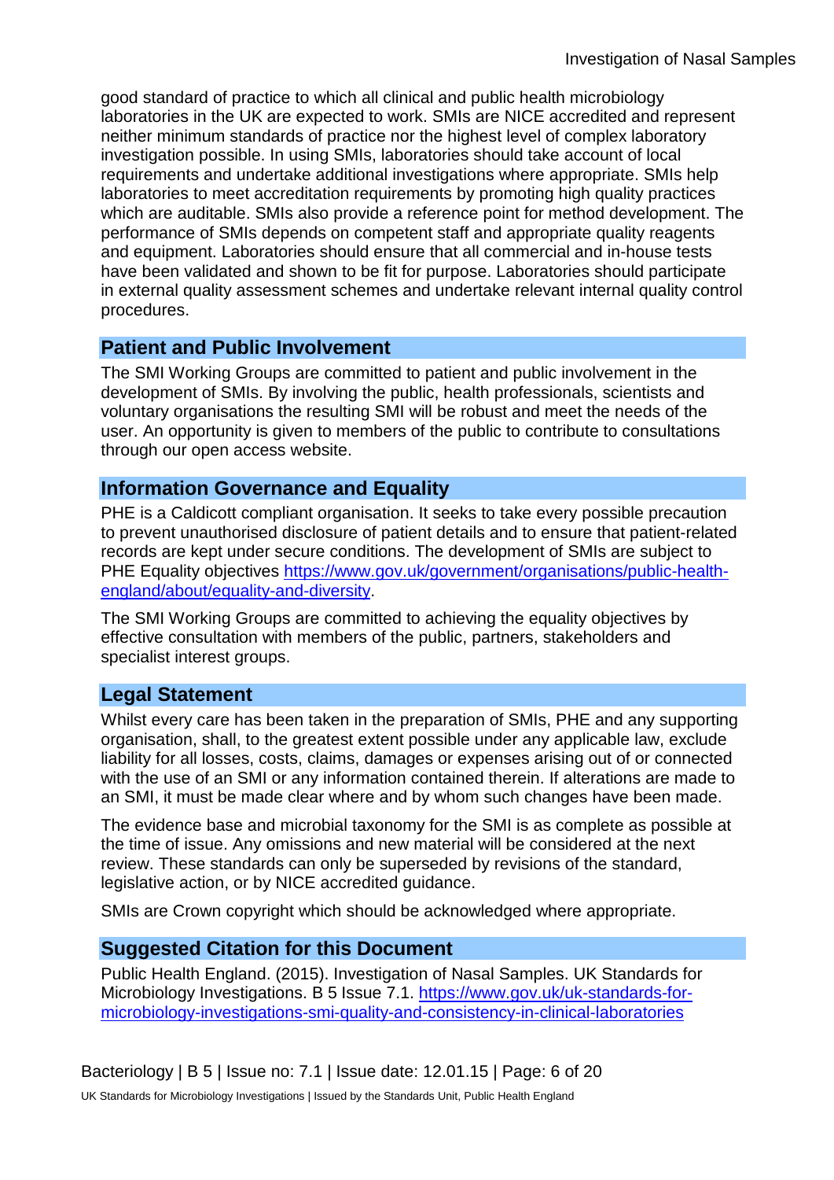good standard of practice to which all clinical and public health microbiology laboratories in the UK are expected to work. SMIs are NICE accredited and represent neither minimum standards of practice nor the highest level of complex laboratory investigation possible. In using SMIs, laboratories should take account of local requirements and undertake additional investigations where appropriate. SMIs help laboratories to meet accreditation requirements by promoting high quality practices which are auditable. SMIs also provide a reference point for method development. The performance of SMIs depends on competent staff and appropriate quality reagents and equipment. Laboratories should ensure that all commercial and in-house tests have been validated and shown to be fit for purpose. Laboratories should participate in external quality assessment schemes and undertake relevant internal quality control procedures.

## Patient and Public Involvement

The SMI Working Groups are committed to patient and public involvement in the development of SMIs. By involving the public, health professionals, scientists and voluntary organisations the resulting SMI will be robust and meet the needs of the user. An opportunity is given to members of the public to contribute to consultations through our open access website.

## Information Governance and Equality

PHE is a Caldicott compliant organisation. It seeks to take every possible precaution to prevent unauthorised disclosure of patient details and to ensure that patient-related records are kept under secure conditions. The development of SMIs are subject to PHE Equality objectives [https://www.gov.uk/government/organisations/public-health-england/about/equality-and-diversity](https://www.gov.uk/government/organisations/public-health-england/about/equality-and-diversity).

The SMI Working Groups are committed to achieving the equality objectives by effective consultation with members of the public, partners, stakeholders and specialist interest groups.

## Legal Statement

Whilst every care has been taken in the preparation of SMIs, PHE and any supporting organisation, shall, to the greatest extent possible under any applicable law, exclude liability for all losses, costs, claims, damages or expenses arising out of or connected with the use of an SMI or any information contained therein. If alterations are made to an SMI, it must be made clear where and by whom such changes have been made.

The evidence base and microbial taxonomy for the SMI is as complete as possible at the time of issue. Any omissions and new material will be considered at the next review. These standards can only be superseded by revisions of the standard, legislative action, or by NICE accredited guidance.

SMIs are Crown copyright which should be acknowledged where appropriate.

## Suggested Citation for this Document

Public Health England. (2015). Investigation of Nasal Samples. UK Standards for Microbiology Investigations. B 5 Issue 7.1. [https://www.gov.uk/uk-standards-for-microbiology-investigations-smi-quality-and-consistency-in-clinical-laboratories](https://www.gov.uk/uk-standards-for-microbiology-investigations-smi-quality-and-consistency-in-clinical-laboratories)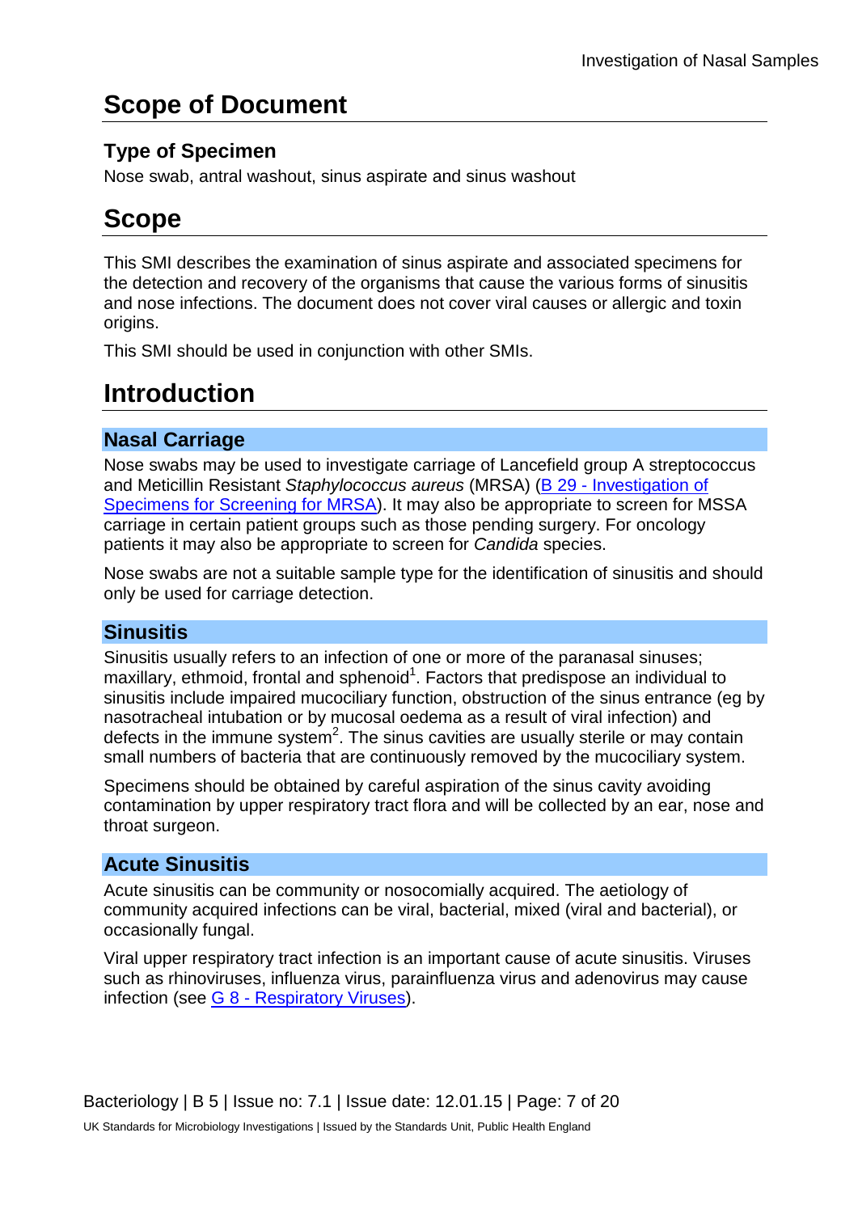# Scope of Document

## Type of Specimen

Nose swab, antral washout, sinus aspirate and sinus washout

# Scope

This SMI describes the examination of sinus aspirate and associated specimens for the detection and recovery of the organisms that cause the various forms of sinusitis and nose infections. The document does not cover viral causes or allergic and toxin origins.

This SMI should be used in conjunction with other SMIs.

# Introduction

## Nasal Carriage

Nose swabs may be used to investigate carriage of Lancefield group A streptococcus and Meticillin Resistant *Staphylococcus aureus* (MRSA) (B 29 - Investigation of Specimens for Screening for MRSA). It may also be appropriate to screen for MSSA carriage in certain patient groups such as those pending surgery. For oncology patients it may also be appropriate to screen for *Candida* species.

Nose swabs are not a suitable sample type for the identification of sinusitis and should only be used for carriage detection.

## Sinusitis

Sinusitis usually refers to an infection of one or more of the paranasal sinuses; maxillary, ethmoid, frontal and sphenoid[1]. Factors that predispose an individual to sinusitis include impaired mucociliary function, obstruction of the sinus entrance (eg by nasotracheal intubation or by mucosal oedema as a result of viral infection) and defects in the immune system[2]. The sinus cavities are usually sterile or may contain small numbers of bacteria that are continuously removed by the mucociliary system.

Specimens should be obtained by careful aspiration of the sinus cavity avoiding contamination by upper respiratory tract flora and will be collected by an ear, nose and throat surgeon.

## Acute Sinusitis

Acute sinusitis can be community or nosocomially acquired. The aetiology of community acquired infections can be viral, bacterial, mixed (viral and bacterial), or occasionally fungal.

Viral upper respiratory tract infection is an important cause of acute sinusitis. Viruses such as rhinoviruses, influenza virus, parainfluenza virus and adenovirus may cause infection (see G 8 - Respiratory Viruses).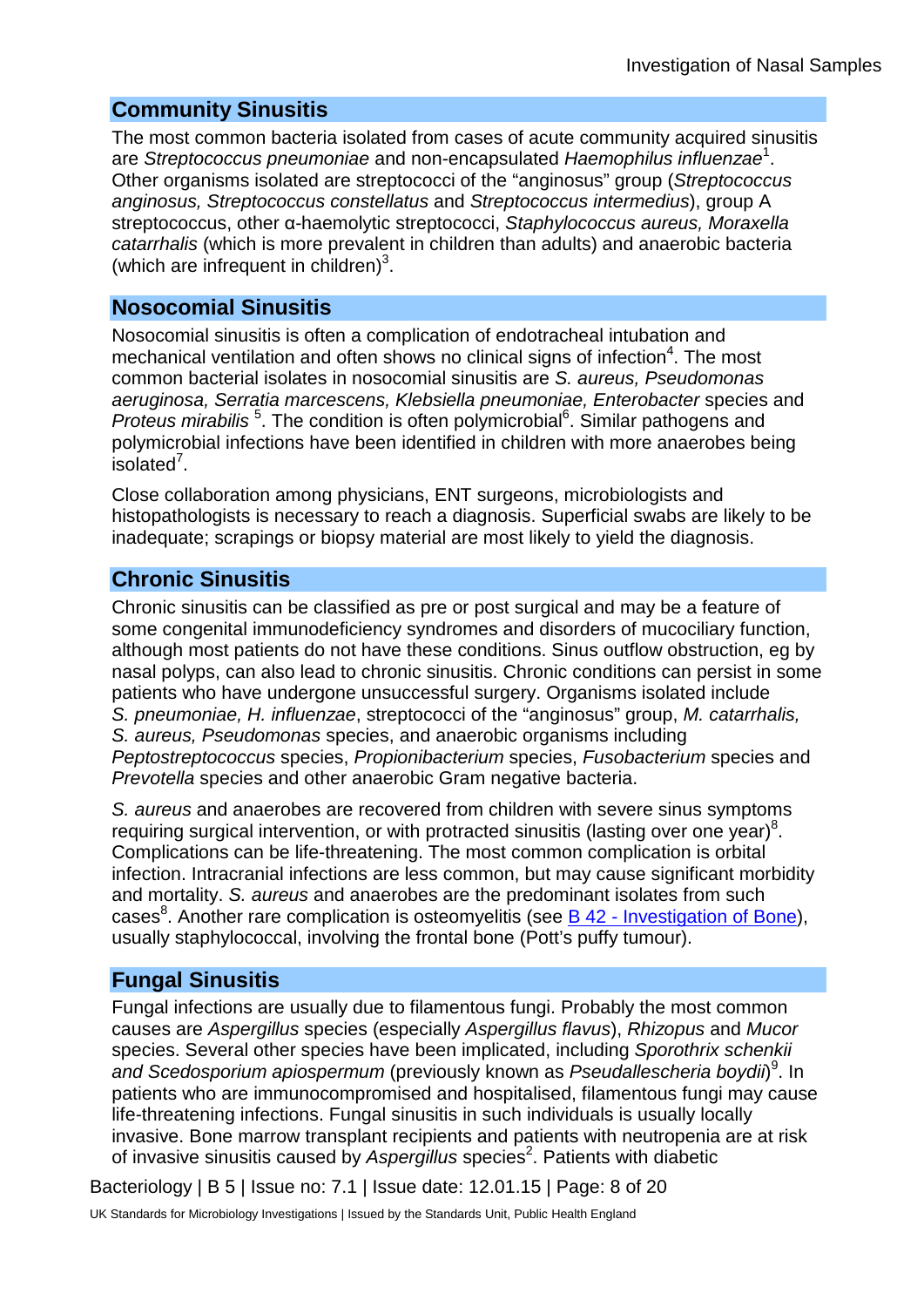## Community Sinusitis

The most common bacteria isolated from cases of acute community acquired sinusitis are *Streptococcus pneumoniae* and non-encapsulated *Haemophilus influenzae*[1]. Other organisms isolated are streptococci of the "anginosus" group (*Streptococcus anginosus, Streptococcus constellatus* and *Streptococcus intermedius*), group A streptococcus, other α-haemolytic streptococci, *Staphylococcus aureus, Moraxella catarrhalis* (which is more prevalent in children than adults) and anaerobic bacteria (which are infrequent in children)[3].

## Nosocomial Sinusitis

Nosocomial sinusitis is often a complication of endotracheal intubation and mechanical ventilation and often shows no clinical signs of infection[4]. The most common bacterial isolates in nosocomial sinusitis are *S. aureus, Pseudomonas aeruginosa, Serratia marcescens, Klebsiella pneumoniae, Enterobacter* species and *Proteus mirabilis* [5]. The condition is often polymicrobial[6]. Similar pathogens and polymicrobial infections have been identified in children with more anaerobes being isolated[7].

Close collaboration among physicians, ENT surgeons, microbiologists and histopathologists is necessary to reach a diagnosis. Superficial swabs are likely to be inadequate; scrapings or biopsy material are most likely to yield the diagnosis.

## Chronic Sinusitis

Chronic sinusitis can be classified as pre or post surgical and may be a feature of some congenital immunodeficiency syndromes and disorders of mucociliary function, although most patients do not have these conditions. Sinus outflow obstruction, eg by nasal polyps, can also lead to chronic sinusitis. Chronic conditions can persist in some patients who have undergone unsuccessful surgery. Organisms isolated include *S. pneumoniae, H. influenzae*, streptococci of the "anginosus" group, *M. catarrhalis, S. aureus, Pseudomonas* species, and anaerobic organisms including *Peptostreptococcus* species, *Propionibacterium* species, *Fusobacterium* species and *Prevotella* species and other anaerobic Gram negative bacteria.

*S. aureus* and anaerobes are recovered from children with severe sinus symptoms requiring surgical intervention, or with protracted sinusitis (lasting over one year)[8]. Complications can be life-threatening. The most common complication is orbital infection. Intracranial infections are less common, but may cause significant morbidity and mortality. *S. aureus* and anaerobes are the predominant isolates from such cases[8]. Another rare complication is osteomyelitis (see [B 42 - Investigation of Bone]), usually staphylococcal, involving the frontal bone (Pott's puffy tumour).

## Fungal Sinusitis

Fungal infections are usually due to filamentous fungi. Probably the most common causes are *Aspergillus* species (especially *Aspergillus flavus*), *Rhizopus* and *Mucor* species. Several other species have been implicated, including *Sporothrix schenkii and Scedosporium apiospermum* (previously known as *Pseudallescheria boydii*)[9]. In patients who are immunocompromised and hospitalised, filamentous fungi may cause life-threatening infections. Fungal sinusitis in such individuals is usually locally invasive. Bone marrow transplant recipients and patients with neutropenia are at risk of invasive sinusitis caused by *Aspergillus* species[2]. Patients with diabetic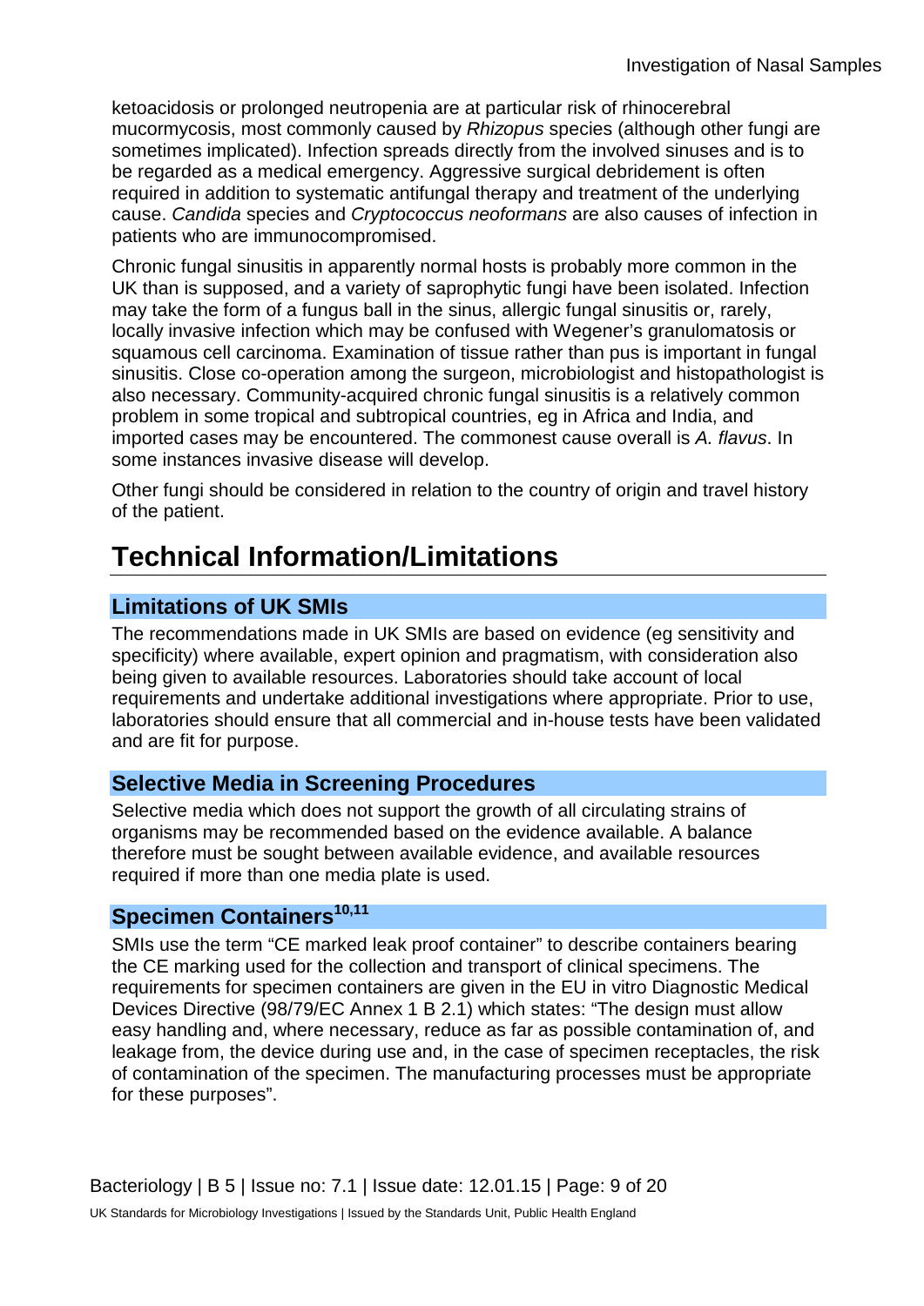ketoacidosis or prolonged neutropenia are at particular risk of rhinocerebral mucormycosis, most commonly caused by *Rhizopus* species (although other fungi are sometimes implicated). Infection spreads directly from the involved sinuses and is to be regarded as a medical emergency. Aggressive surgical debridement is often required in addition to systematic antifungal therapy and treatment of the underlying cause. *Candida* species and *Cryptococcus neoformans* are also causes of infection in patients who are immunocompromised.

Chronic fungal sinusitis in apparently normal hosts is probably more common in the UK than is supposed, and a variety of saprophytic fungi have been isolated. Infection may take the form of a fungus ball in the sinus, allergic fungal sinusitis or, rarely, locally invasive infection which may be confused with Wegener's granulomatosis or squamous cell carcinoma. Examination of tissue rather than pus is important in fungal sinusitis. Close co-operation among the surgeon, microbiologist and histopathologist is also necessary. Community-acquired chronic fungal sinusitis is a relatively common problem in some tropical and subtropical countries, eg in Africa and India, and imported cases may be encountered. The commonest cause overall is *A. flavus*. In some instances invasive disease will develop.

Other fungi should be considered in relation to the country of origin and travel history of the patient.

# Technical Information/Limitations

## Limitations of UK SMIs

The recommendations made in UK SMIs are based on evidence (eg sensitivity and specificity) where available, expert opinion and pragmatism, with consideration also being given to available resources. Laboratories should take account of local requirements and undertake additional investigations where appropriate. Prior to use, laboratories should ensure that all commercial and in-house tests have been validated and are fit for purpose.

## Selective Media in Screening Procedures

Selective media which does not support the growth of all circulating strains of organisms may be recommended based on the evidence available. A balance therefore must be sought between available evidence, and available resources required if more than one media plate is used.

## Specimen Containers[10,11]

SMIs use the term "CE marked leak proof container" to describe containers bearing the CE marking used for the collection and transport of clinical specimens. The requirements for specimen containers are given in the EU in vitro Diagnostic Medical Devices Directive (98/79/EC Annex 1 B 2.1) which states: "The design must allow easy handling and, where necessary, reduce as far as possible contamination of, and leakage from, the device during use and, in the case of specimen receptacles, the risk of contamination of the specimen. The manufacturing processes must be appropriate for these purposes".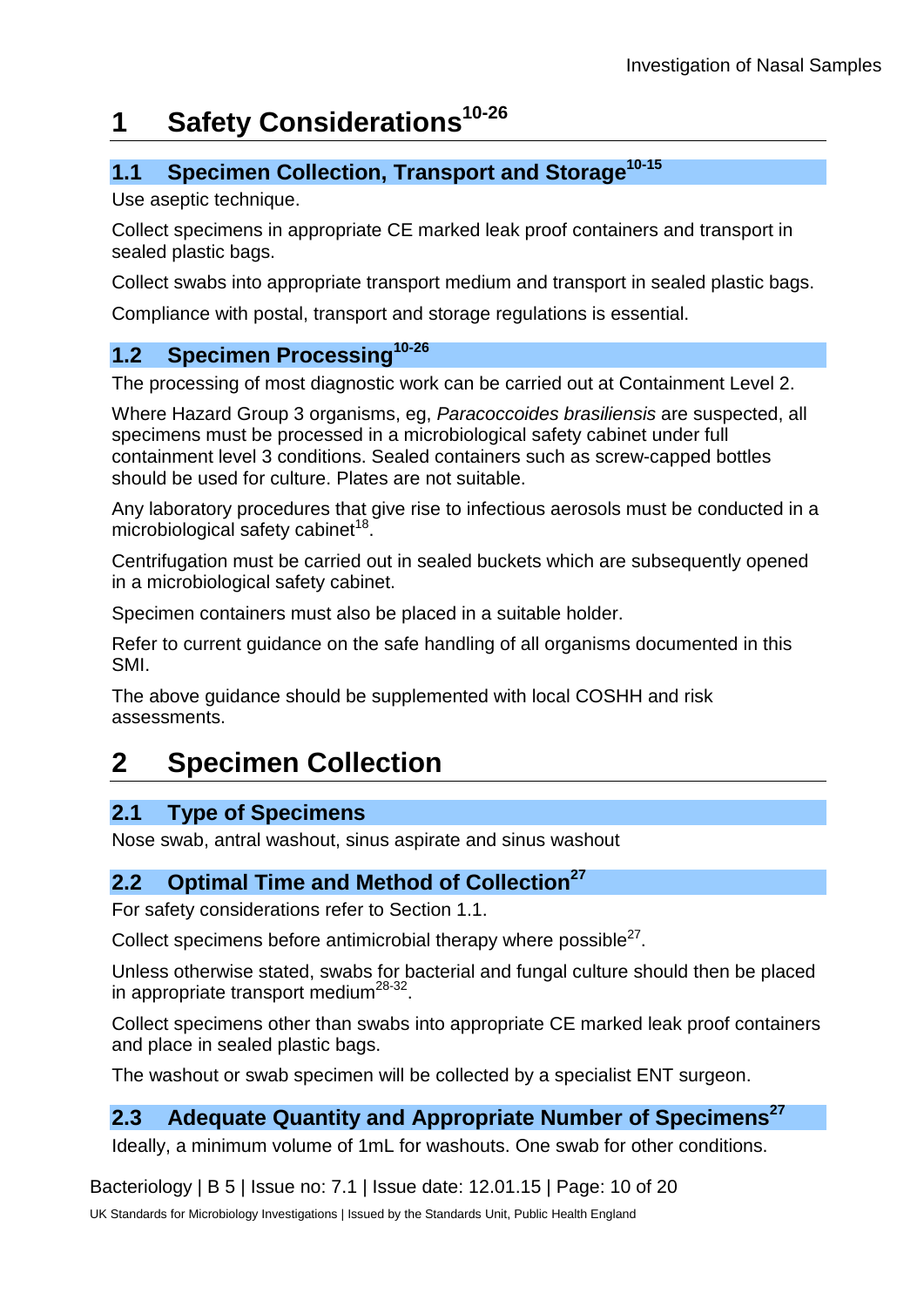# 1 Safety Considerations[10-26]

## 1.1 Specimen Collection, Transport and Storage[10-15]

Use aseptic technique.

Collect specimens in appropriate CE marked leak proof containers and transport in sealed plastic bags.

Collect swabs into appropriate transport medium and transport in sealed plastic bags.

Compliance with postal, transport and storage regulations is essential.

## 1.2 Specimen Processing[10-26]

The processing of most diagnostic work can be carried out at Containment Level 2.

Where Hazard Group 3 organisms, eg, *Paracoccoides brasiliensis* are suspected, all specimens must be processed in a microbiological safety cabinet under full containment level 3 conditions. Sealed containers such as screw-capped bottles should be used for culture. Plates are not suitable.

Any laboratory procedures that give rise to infectious aerosols must be conducted in a microbiological safety cabinet[18].

Centrifugation must be carried out in sealed buckets which are subsequently opened in a microbiological safety cabinet.

Specimen containers must also be placed in a suitable holder.

Refer to current guidance on the safe handling of all organisms documented in this SMI.

The above guidance should be supplemented with local COSHH and risk assessments.

# 2 Specimen Collection

## 2.1 Type of Specimens

Nose swab, antral washout, sinus aspirate and sinus washout

## 2.2 Optimal Time and Method of Collection[27]

For safety considerations refer to Section 1.1.

Collect specimens before antimicrobial therapy where possible[27].

Unless otherwise stated, swabs for bacterial and fungal culture should then be placed in appropriate transport medium[28-32].

Collect specimens other than swabs into appropriate CE marked leak proof containers and place in sealed plastic bags.

The washout or swab specimen will be collected by a specialist ENT surgeon.

## 2.3 Adequate Quantity and Appropriate Number of Specimens[27]

Ideally, a minimum volume of 1mL for washouts. One swab for other conditions.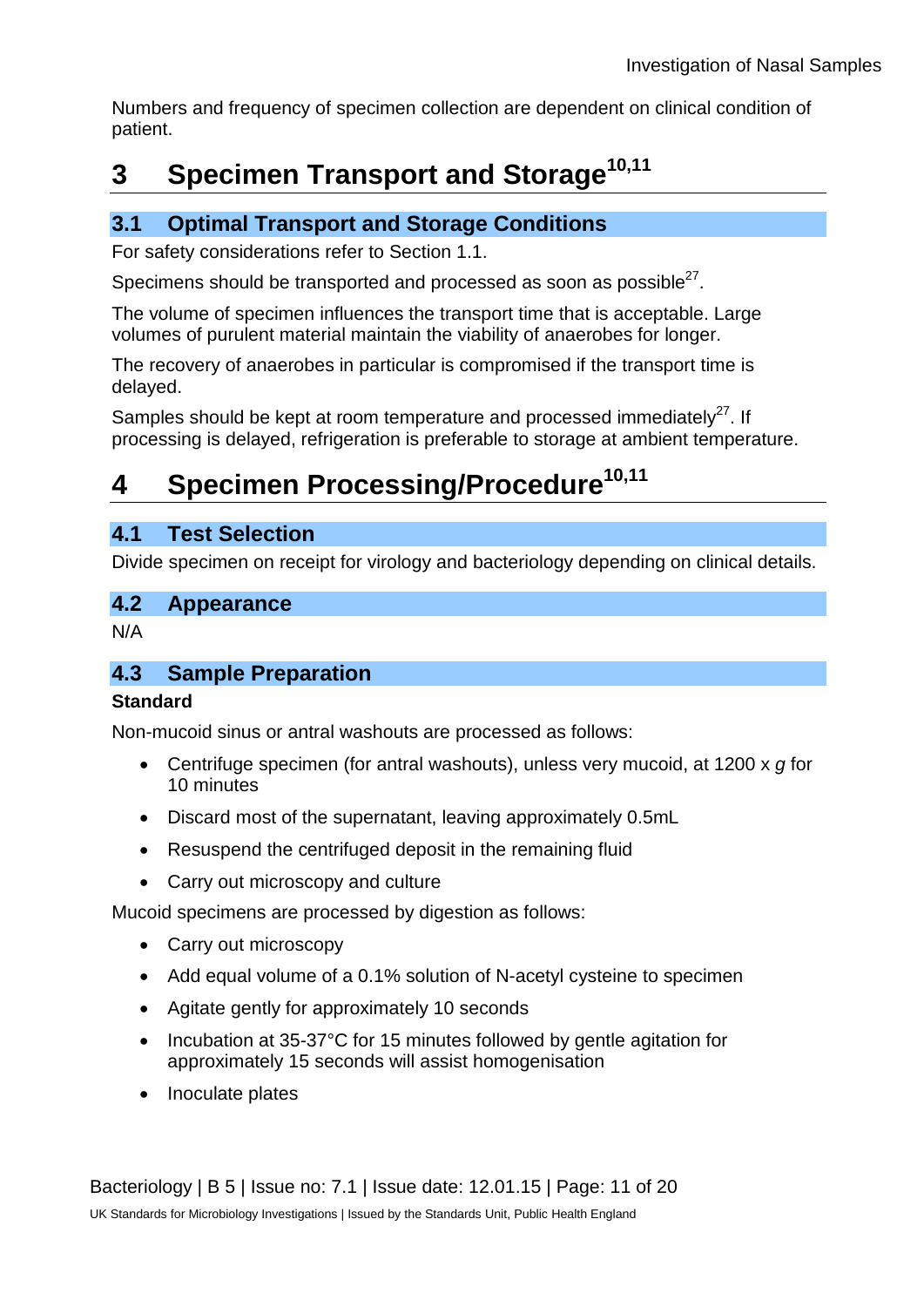Numbers and frequency of specimen collection are dependent on clinical condition of patient.

# 3 Specimen Transport and Storage[10,11]

## 3.1 Optimal Transport and Storage Conditions

For safety considerations refer to Section 1.1.

Specimens should be transported and processed as soon as possible[27].

The volume of specimen influences the transport time that is acceptable. Large volumes of purulent material maintain the viability of anaerobes for longer.

The recovery of anaerobes in particular is compromised if the transport time is delayed.

Samples should be kept at room temperature and processed immediately[27]. If processing is delayed, refrigeration is preferable to storage at ambient temperature.

# 4 Specimen Processing/Procedure[10,11]

## 4.1 Test Selection

Divide specimen on receipt for virology and bacteriology depending on clinical details.

## 4.2 Appearance

N/A

## 4.3 Sample Preparation

**Standard**

Non-mucoid sinus or antral washouts are processed as follows:

- Centrifuge specimen (for antral washouts), unless very mucoid, at 1200 x *g* for 10 minutes
- Discard most of the supernatant, leaving approximately 0.5mL
- Resuspend the centrifuged deposit in the remaining fluid
- Carry out microscopy and culture

Mucoid specimens are processed by digestion as follows:

- Carry out microscopy
- Add equal volume of a 0.1% solution of N-acetyl cysteine to specimen
- Agitate gently for approximately 10 seconds
- Incubation at 35-37°C for 15 minutes followed by gentle agitation for approximately 15 seconds will assist homogenisation
- Inoculate plates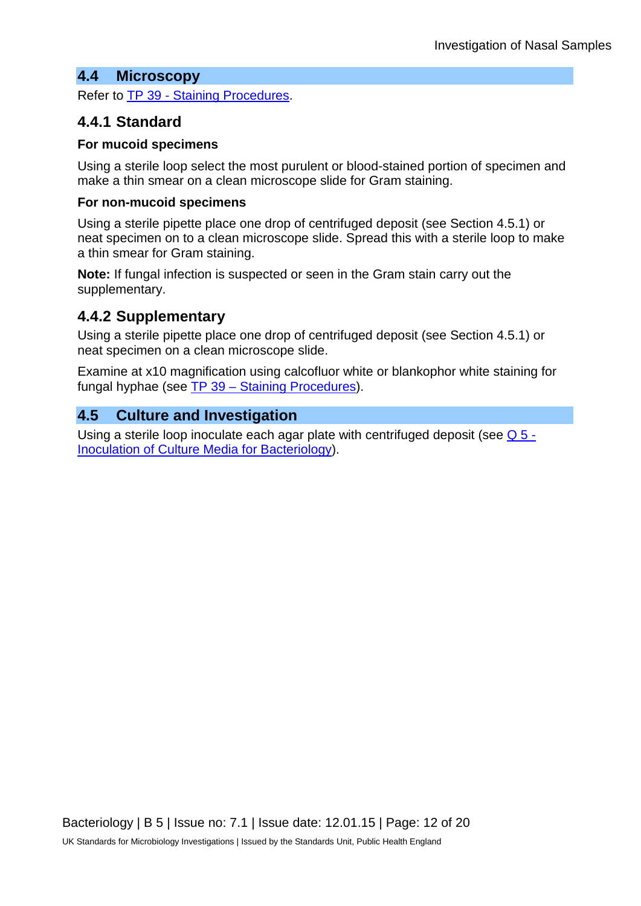## 4.4 Microscopy

Refer to TP 39 - Staining Procedures.

### 4.4.1 Standard

**For mucoid specimens**

Using a sterile loop select the most purulent or blood-stained portion of specimen and make a thin smear on a clean microscope slide for Gram staining.

**For non-mucoid specimens**

Using a sterile pipette place one drop of centrifuged deposit (see Section 4.5.1) or neat specimen on to a clean microscope slide. Spread this with a sterile loop to make a thin smear for Gram staining.

**Note:** If fungal infection is suspected or seen in the Gram stain carry out the supplementary.

### 4.4.2 Supplementary

Using a sterile pipette place one drop of centrifuged deposit (see Section 4.5.1) or neat specimen on a clean microscope slide.

Examine at x10 magnification using calcofluor white or blankophor white staining for fungal hyphae (see TP 39 – Staining Procedures).

## 4.5 Culture and Investigation

Using a sterile loop inoculate each agar plate with centrifuged deposit (see Q 5 - Inoculation of Culture Media for Bacteriology).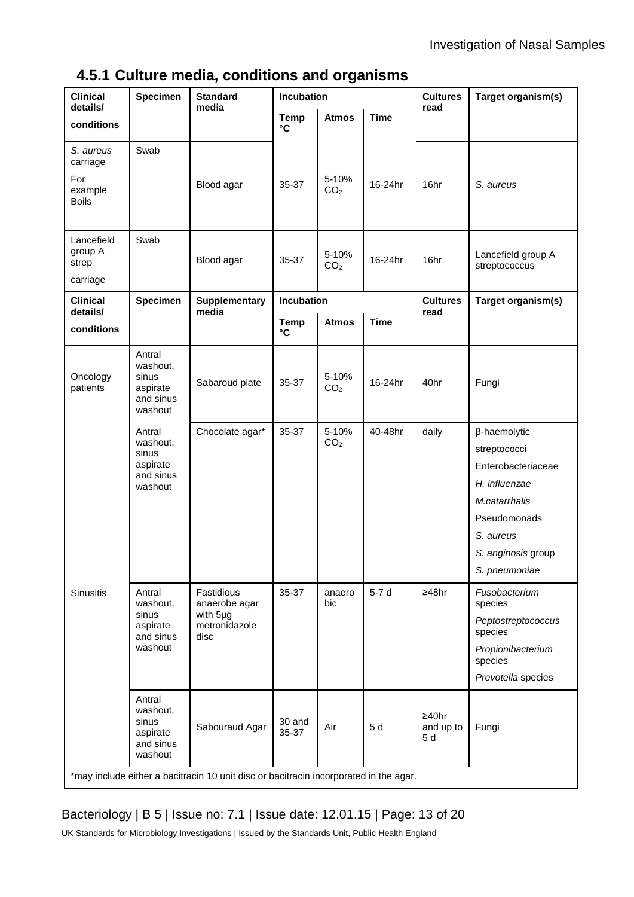### 4.5.1 Culture media, conditions and organisms

| Clinical details/ conditions | Specimen | Standard media | Incubation | | | Cultures read | Target organism(s) |
|---|---|---|---|---|---|---|---|
| | | | Temp °C | Atmos | Time | | |
| *S. aureus* carriage<br>For example Boils | Swab | Blood agar | 35-37 | 5-10% $CO_2$ | 16-24hr | 16hr | *S. aureus* |
| Lancefield group A strep carriage | Swab | Blood agar | 35-37 | 5-10% $CO_2$ | 16-24hr | 16hr | Lancefield group A streptococcus |
| **Clinical details/ conditions** | **Specimen** | **Supplementary media** | **Incubation** | | | **Cultures read** | **Target organism(s)** |
| | | | **Temp °C** | **Atmos** | **Time** | | |
| Oncology patients | Antral washout, sinus aspirate and sinus washout | Sabaroud plate | 35-37 | 5-10% $CO_2$ | 16-24hr | 40hr | Fungi |
| Sinusitis | Antral washout, sinus aspirate and sinus washout | Chocolate agar* | 35-37 | 5-10% $CO_2$ | 40-48hr | daily | β-haemolytic streptococci<br>Enterobacteriaceae<br>*H. influenzae*<br>*M.catarrhalis*<br>Pseudomonads<br>*S. aureus*<br>*S. anginosis* group<br>*S. pneumoniae* |
| | Antral washout, sinus aspirate and sinus washout | Fastidious anaerobe agar with 5µg metronidazole disc | 35-37 | anaerobic | 5-7 d | ≥48hr | *Fusobacterium* species<br>*Peptostreptococcus* species<br>*Propionibacterium* species<br>*Prevotella* species |
| | Antral washout, sinus aspirate and sinus washout | Sabouraud Agar | 30 and 35-37 | Air | 5 d | ≥40hr and up to 5 d | Fungi |

*may include either a bacitracin 10 unit disc or bacitracin incorporated in the agar.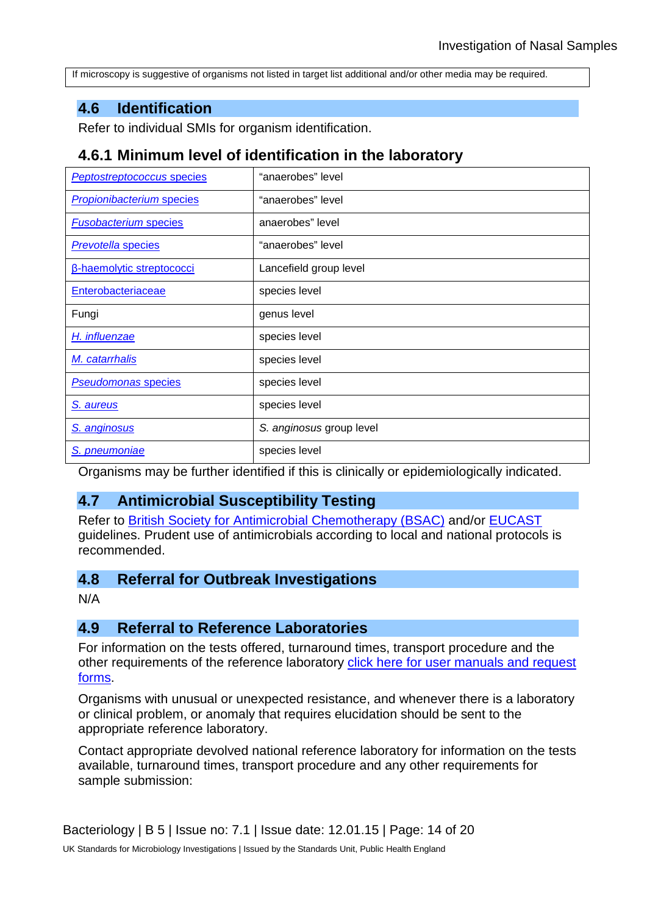| If microscopy is suggestive of organisms not listed in target list additional and/or other media may be required. |
|---|

## 4.6 Identification

Refer to individual SMIs for organism identification.

### 4.6.1 Minimum level of identification in the laboratory

| | |
|---|---|
| *Peptostreptococcus* species | "anaerobes" level |
| *Propionibacterium* species | "anaerobes" level |
| *Fusobacterium* species | anaerobes" level |
| *Prevotella* species | "anaerobes" level |
| β-haemolytic streptococci | Lancefield group level |
| Enterobacteriaceae | species level |
| Fungi | genus level |
| *H. influenzae* | species level |
| *M. catarrhalis* | species level |
| *Pseudomonas* species | species level |
| *S. aureus* | species level |
| *S. anginosus* | *S. anginosus* group level |
| *S. pneumoniae* | species level |

Organisms may be further identified if this is clinically or epidemiologically indicated.

## 4.7 Antimicrobial Susceptibility Testing

Refer to British Society for Antimicrobial Chemotherapy (BSAC) and/or EUCAST guidelines. Prudent use of antimicrobials according to local and national protocols is recommended.

## 4.8 Referral for Outbreak Investigations

N/A

## 4.9 Referral to Reference Laboratories

For information on the tests offered, turnaround times, transport procedure and the other requirements of the reference laboratory click here for user manuals and request forms.

Organisms with unusual or unexpected resistance, and whenever there is a laboratory or clinical problem, or anomaly that requires elucidation should be sent to the appropriate reference laboratory.

Contact appropriate devolved national reference laboratory for information on the tests available, turnaround times, transport procedure and any other requirements for sample submission: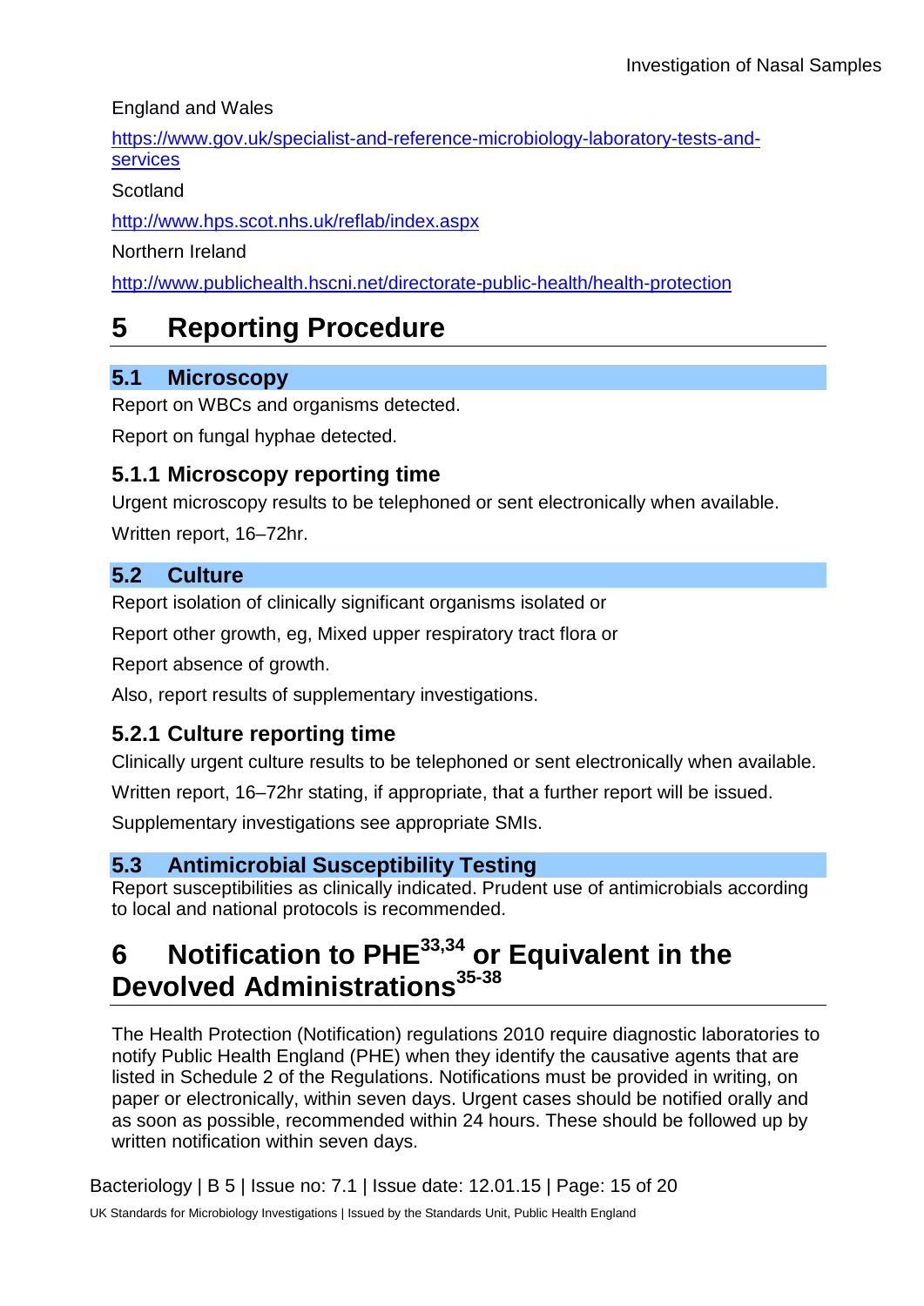England and Wales

https://www.gov.uk/specialist-and-reference-microbiology-laboratory-tests-and-services

Scotland

http://www.hps.scot.nhs.uk/reflab/index.aspx

Northern Ireland

http://www.publichealth.hscni.net/directorate-public-health/health-protection

# 5 Reporting Procedure

## 5.1 Microscopy

Report on WBCs and organisms detected.

Report on fungal hyphae detected.

### 5.1.1 Microscopy reporting time

Urgent microscopy results to be telephoned or sent electronically when available.

Written report, 16–72hr.

## 5.2 Culture

Report isolation of clinically significant organisms isolated or

Report other growth, eg, Mixed upper respiratory tract flora or

Report absence of growth.

Also, report results of supplementary investigations.

### 5.2.1 Culture reporting time

Clinically urgent culture results to be telephoned or sent electronically when available.

Written report, 16–72hr stating, if appropriate, that a further report will be issued.

Supplementary investigations see appropriate SMIs.

## 5.3 Antimicrobial Susceptibility Testing

Report susceptibilities as clinically indicated. Prudent use of antimicrobials according to local and national protocols is recommended.

# 6 Notification to PHE[33,34] or Equivalent in the Devolved Administrations[35-38]

The Health Protection (Notification) regulations 2010 require diagnostic laboratories to notify Public Health England (PHE) when they identify the causative agents that are listed in Schedule 2 of the Regulations. Notifications must be provided in writing, on paper or electronically, within seven days. Urgent cases should be notified orally and as soon as possible, recommended within 24 hours. These should be followed up by written notification within seven days.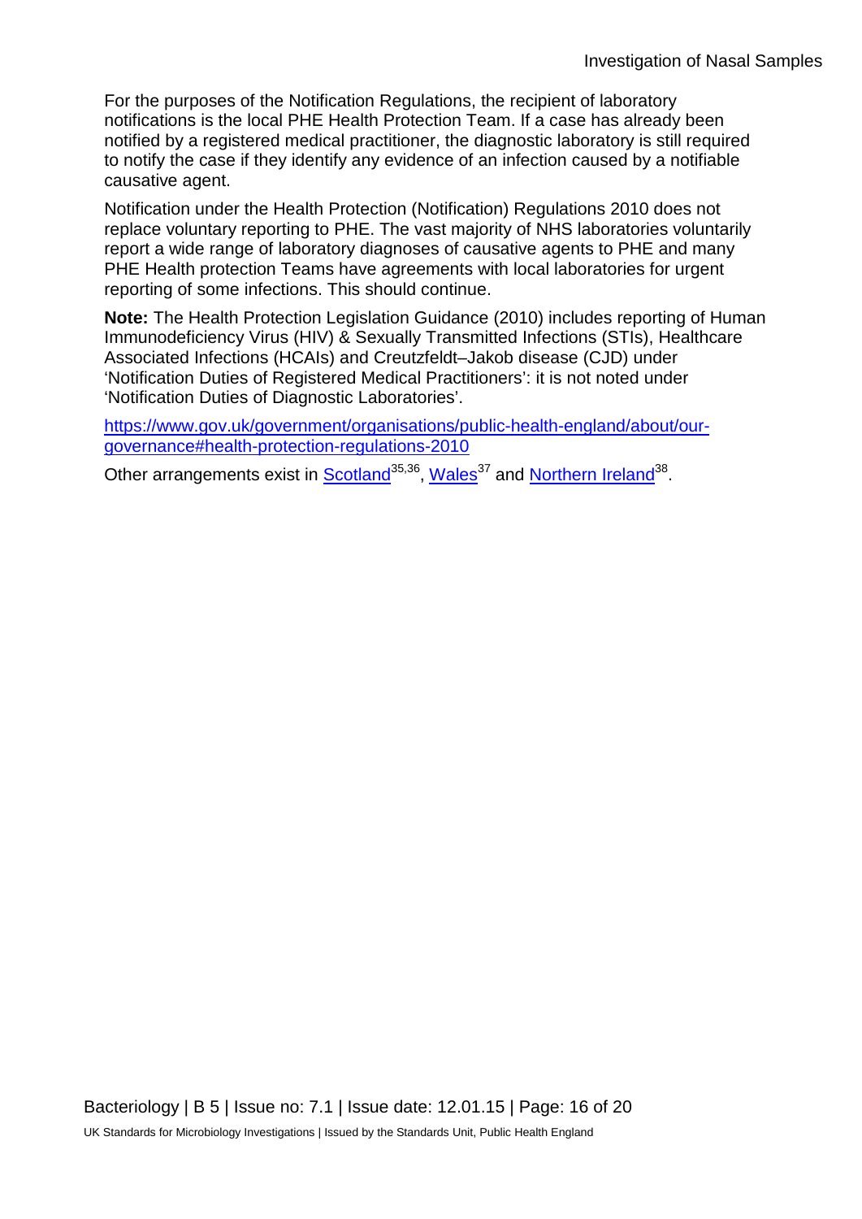For the purposes of the Notification Regulations, the recipient of laboratory notifications is the local PHE Health Protection Team. If a case has already been notified by a registered medical practitioner, the diagnostic laboratory is still required to notify the case if they identify any evidence of an infection caused by a notifiable causative agent.

Notification under the Health Protection (Notification) Regulations 2010 does not replace voluntary reporting to PHE. The vast majority of NHS laboratories voluntarily report a wide range of laboratory diagnoses of causative agents to PHE and many PHE Health protection Teams have agreements with local laboratories for urgent reporting of some infections. This should continue.

**Note:** The Health Protection Legislation Guidance (2010) includes reporting of Human Immunodeficiency Virus (HIV) & Sexually Transmitted Infections (STIs), Healthcare Associated Infections (HCAIs) and Creutzfeldt–Jakob disease (CJD) under 'Notification Duties of Registered Medical Practitioners': it is not noted under 'Notification Duties of Diagnostic Laboratories'.

https://www.gov.uk/government/organisations/public-health-england/about/our-governance#health-protection-regulations-2010

Other arrangements exist in Scotland[35,36], Wales[37] and Northern Ireland[38].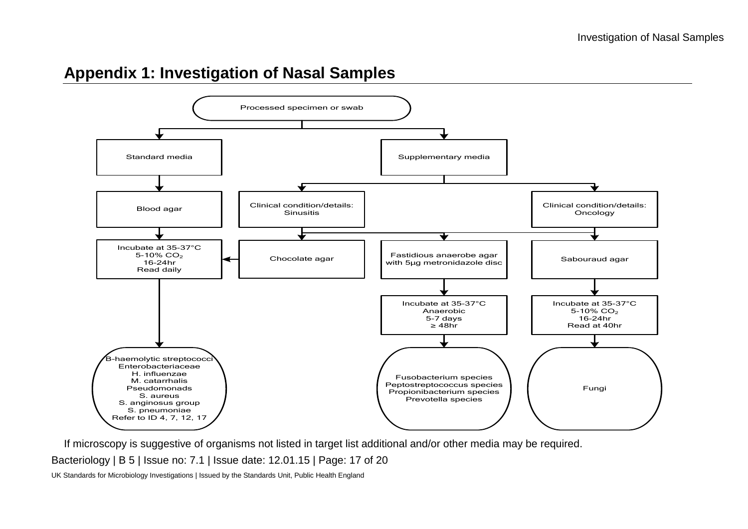## Appendix 1: Investigation of Nasal Samples

Processed specimen or swab

- **Standard media**
  - Blood agar
    - Incubate at 35-37°C, 5-10% $CO_2$, 16-24hr, Read daily
      - B-haemolytic streptococci
      - Enterobacteriaceae
      - H. influenzae
      - M. catarrhalis
      - Pseudomonads
      - S. aureus
      - S. anginosus group
      - S. pneumoniae
      - Refer to ID 4, 7, 12, 17
- **Supplementary media**
  - Clinical condition/details: Sinusitis
    - Chocolate agar → Incubate at 35-37°C, 5-10% $CO_2$, 16-24hr, Read daily
    - Fastidious anaerobe agar with 5µg metronidazole disc
    - Sabouraud agar
  - Clinical condition/details: Oncology
    - Sabouraud agar
  - Fastidious anaerobe agar with 5µg metronidazole disc
    - Incubate at 35-37°C, Anaerobic, 5-7 days, ≥ 48hr
      - Fusobacterium species
      - Peptostreptococcus species
      - Propionibacterium species
      - Prevotella species
  - Sabouraud agar
    - Incubate at 35-37°C, 5-10% $CO_2$, 16-24hr, Read at 40hr
      - Fungi

If microscopy is suggestive of organisms not listed in target list additional and/or other media may be required.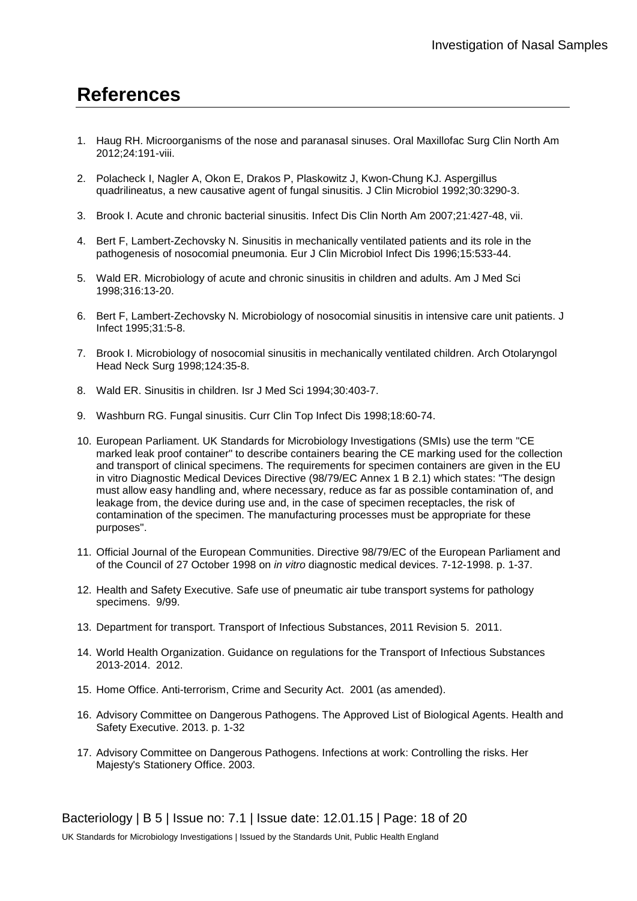# References

1. Haug RH. Microorganisms of the nose and paranasal sinuses. Oral Maxillofac Surg Clin North Am 2012;24:191-viii.

2. Polacheck I, Nagler A, Okon E, Drakos P, Plaskowitz J, Kwon-Chung KJ. Aspergillus quadrilineatus, a new causative agent of fungal sinusitis. J Clin Microbiol 1992;30:3290-3.

3. Brook I. Acute and chronic bacterial sinusitis. Infect Dis Clin North Am 2007;21:427-48, vii.

4. Bert F, Lambert-Zechovsky N. Sinusitis in mechanically ventilated patients and its role in the pathogenesis of nosocomial pneumonia. Eur J Clin Microbiol Infect Dis 1996;15:533-44.

5. Wald ER. Microbiology of acute and chronic sinusitis in children and adults. Am J Med Sci 1998;316:13-20.

6. Bert F, Lambert-Zechovsky N. Microbiology of nosocomial sinusitis in intensive care unit patients. J Infect 1995;31:5-8.

7. Brook I. Microbiology of nosocomial sinusitis in mechanically ventilated children. Arch Otolaryngol Head Neck Surg 1998;124:35-8.

8. Wald ER. Sinusitis in children. Isr J Med Sci 1994;30:403-7.

9. Washburn RG. Fungal sinusitis. Curr Clin Top Infect Dis 1998;18:60-74.

10. European Parliament. UK Standards for Microbiology Investigations (SMIs) use the term "CE marked leak proof container" to describe containers bearing the CE marking used for the collection and transport of clinical specimens. The requirements for specimen containers are given in the EU in vitro Diagnostic Medical Devices Directive (98/79/EC Annex 1 B 2.1) which states: "The design must allow easy handling and, where necessary, reduce as far as possible contamination of, and leakage from, the device during use and, in the case of specimen receptacles, the risk of contamination of the specimen. The manufacturing processes must be appropriate for these purposes".

11. Official Journal of the European Communities. Directive 98/79/EC of the European Parliament and of the Council of 27 October 1998 on *in vitro* diagnostic medical devices. 7-12-1998. p. 1-37.

12. Health and Safety Executive. Safe use of pneumatic air tube transport systems for pathology specimens. 9/99.

13. Department for transport. Transport of Infectious Substances, 2011 Revision 5. 2011.

14. World Health Organization. Guidance on regulations for the Transport of Infectious Substances 2013-2014. 2012.

15. Home Office. Anti-terrorism, Crime and Security Act. 2001 (as amended).

16. Advisory Committee on Dangerous Pathogens. The Approved List of Biological Agents. Health and Safety Executive. 2013. p. 1-32

17. Advisory Committee on Dangerous Pathogens. Infections at work: Controlling the risks. Her Majesty's Stationery Office. 2003.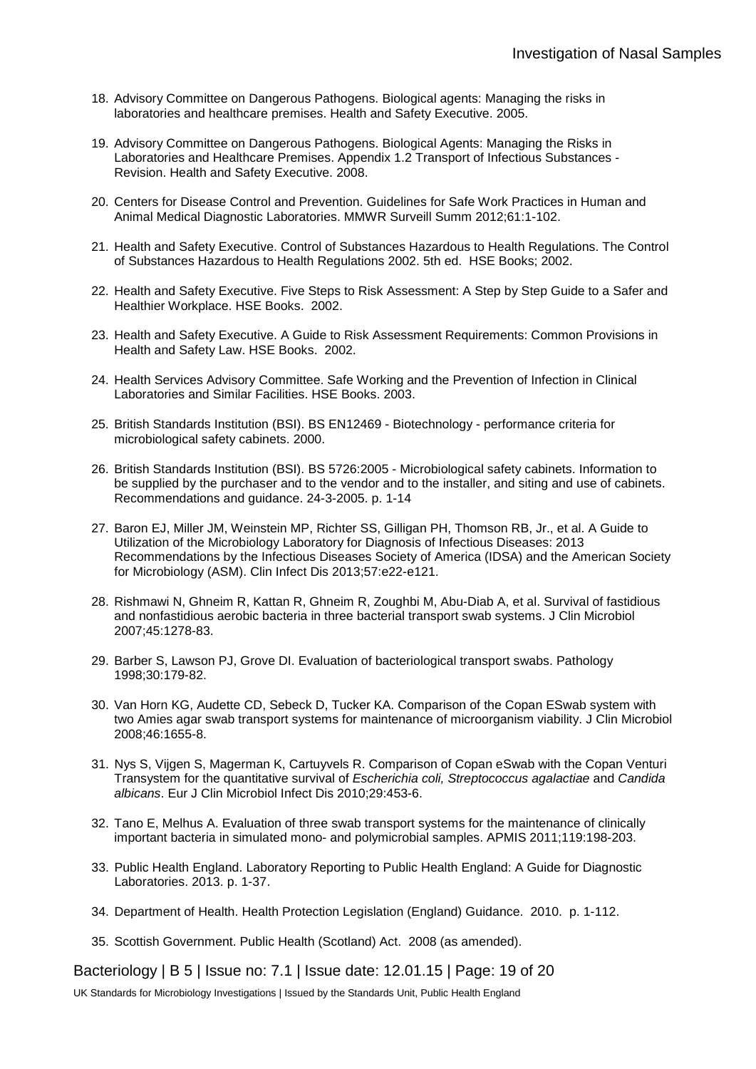18. Advisory Committee on Dangerous Pathogens. Biological agents: Managing the risks in laboratories and healthcare premises. Health and Safety Executive. 2005.

19. Advisory Committee on Dangerous Pathogens. Biological Agents: Managing the Risks in Laboratories and Healthcare Premises. Appendix 1.2 Transport of Infectious Substances - Revision. Health and Safety Executive. 2008.

20. Centers for Disease Control and Prevention. Guidelines for Safe Work Practices in Human and Animal Medical Diagnostic Laboratories. MMWR Surveill Summ 2012;61:1-102.

21. Health and Safety Executive. Control of Substances Hazardous to Health Regulations. The Control of Substances Hazardous to Health Regulations 2002. 5th ed. HSE Books; 2002.

22. Health and Safety Executive. Five Steps to Risk Assessment: A Step by Step Guide to a Safer and Healthier Workplace. HSE Books. 2002.

23. Health and Safety Executive. A Guide to Risk Assessment Requirements: Common Provisions in Health and Safety Law. HSE Books. 2002.

24. Health Services Advisory Committee. Safe Working and the Prevention of Infection in Clinical Laboratories and Similar Facilities. HSE Books. 2003.

25. British Standards Institution (BSI). BS EN12469 - Biotechnology - performance criteria for microbiological safety cabinets. 2000.

26. British Standards Institution (BSI). BS 5726:2005 - Microbiological safety cabinets. Information to be supplied by the purchaser and to the vendor and to the installer, and siting and use of cabinets. Recommendations and guidance. 24-3-2005. p. 1-14

27. Baron EJ, Miller JM, Weinstein MP, Richter SS, Gilligan PH, Thomson RB, Jr., et al. A Guide to Utilization of the Microbiology Laboratory for Diagnosis of Infectious Diseases: 2013 Recommendations by the Infectious Diseases Society of America (IDSA) and the American Society for Microbiology (ASM). Clin Infect Dis 2013;57:e22-e121.

28. Rishmawi N, Ghneim R, Kattan R, Ghneim R, Zoughbi M, Abu-Diab A, et al. Survival of fastidious and nonfastidious aerobic bacteria in three bacterial transport swab systems. J Clin Microbiol 2007;45:1278-83.

29. Barber S, Lawson PJ, Grove DI. Evaluation of bacteriological transport swabs. Pathology 1998;30:179-82.

30. Van Horn KG, Audette CD, Sebeck D, Tucker KA. Comparison of the Copan ESwab system with two Amies agar swab transport systems for maintenance of microorganism viability. J Clin Microbiol 2008;46:1655-8.

31. Nys S, Vijgen S, Magerman K, Cartuyvels R. Comparison of Copan eSwab with the Copan Venturi Transystem for the quantitative survival of *Escherichia coli, Streptococcus agalactiae* and *Candida albicans*. Eur J Clin Microbiol Infect Dis 2010;29:453-6.

32. Tano E, Melhus A. Evaluation of three swab transport systems for the maintenance of clinically important bacteria in simulated mono- and polymicrobial samples. APMIS 2011;119:198-203.

33. Public Health England. Laboratory Reporting to Public Health England: A Guide for Diagnostic Laboratories. 2013. p. 1-37.

34. Department of Health. Health Protection Legislation (England) Guidance. 2010. p. 1-112.

35. Scottish Government. Public Health (Scotland) Act. 2008 (as amended).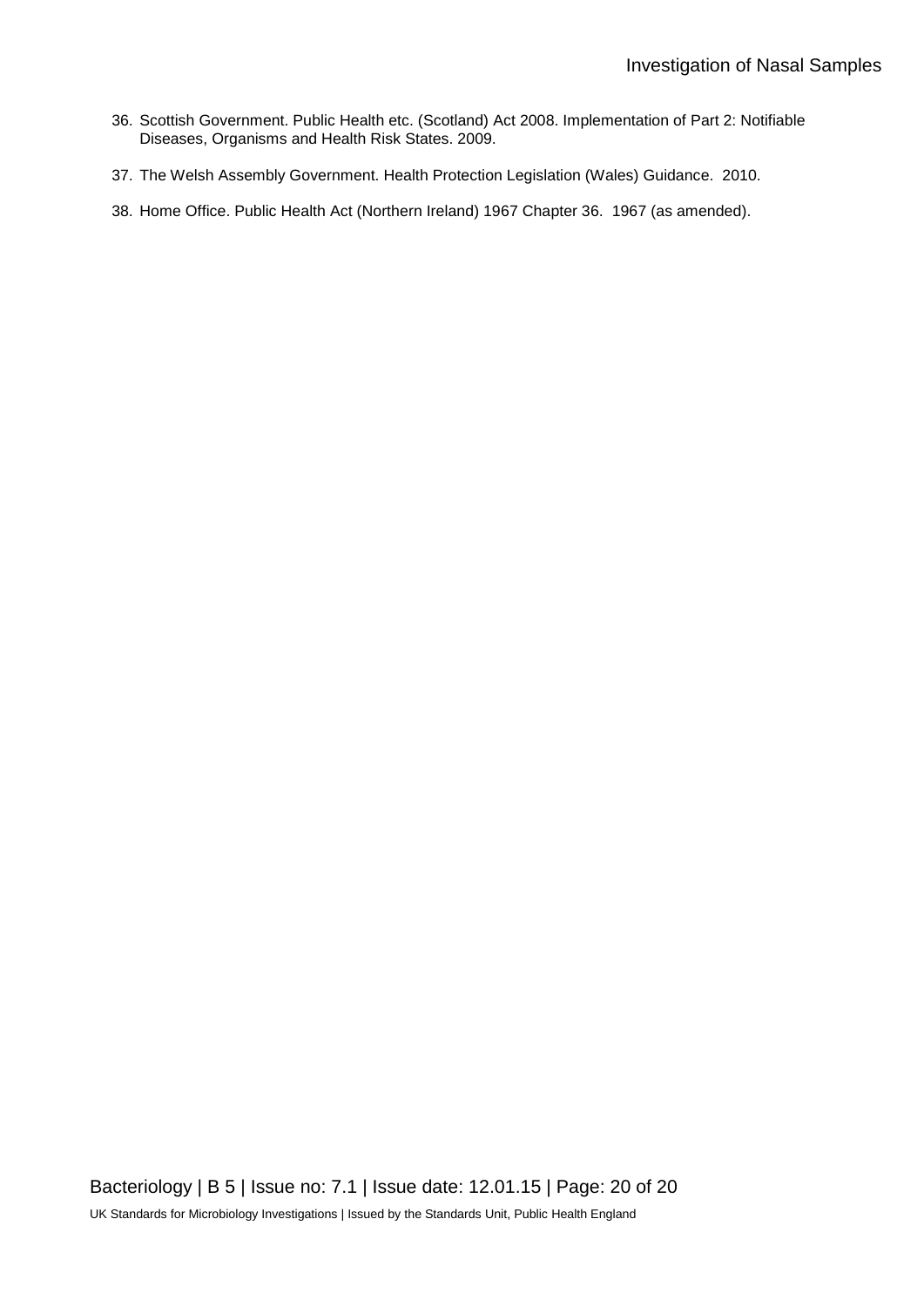36. Scottish Government. Public Health etc. (Scotland) Act 2008. Implementation of Part 2: Notifiable Diseases, Organisms and Health Risk States. 2009.

37. The Welsh Assembly Government. Health Protection Legislation (Wales) Guidance. 2010.

38. Home Office. Public Health Act (Northern Ireland) 1967 Chapter 36. 1967 (as amended).